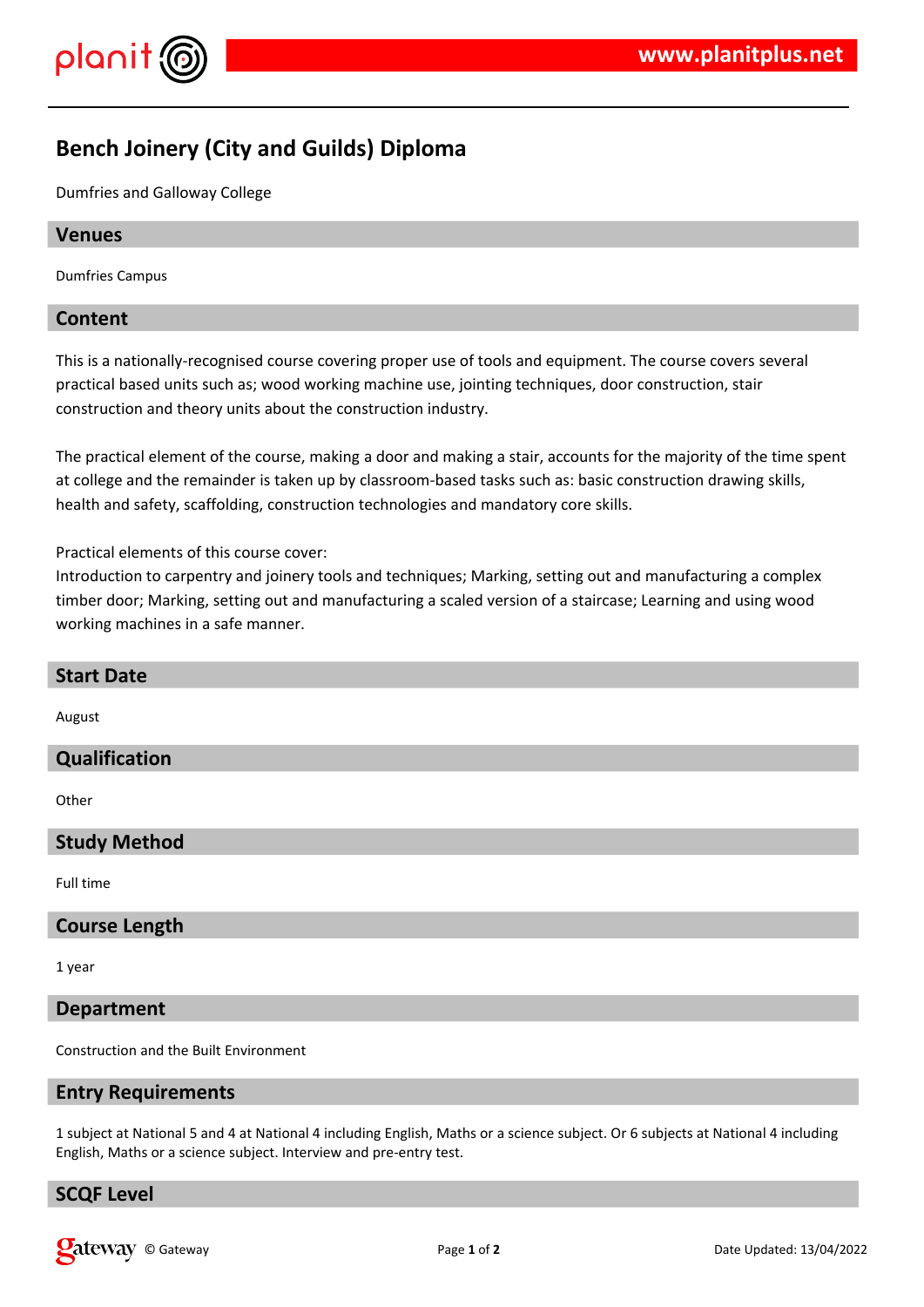# Bench Joinery (City and Guilds) Diploma

Dumfries and Galloway College

## Venues

Dumfries Campus

## Content

This is a nationally-recognised course covering proper use of tools and equipment. The course covers several practical based units such as; wood working machine use, jointing techniques, door construction, stair construction and theory units about the construction industry.

The practical element of the course, making a door and making a stair, accounts for the majority of the time spent at college and the remainder is taken up by classroom-based tasks such as: basic construction drawing skills, health and safety, scaffolding, construction technologies and mandatory core skills.

Practical elements of this course cover:
Introduction to carpentry and joinery tools and techniques; Marking, setting out and manufacturing a complex timber door; Marking, setting out and manufacturing a scaled version of a staircase; Learning and using wood working machines in a safe manner.

## Start Date

August

## Qualification

Other

## Study Method

Full time

## Course Length

1 year

## Department

Construction and the Built Environment

## Entry Requirements

1 subject at National 5 and 4 at National 4 including English, Maths or a science subject. Or 6 subjects at National 4 including English, Maths or a science subject. Interview and pre-entry test.

## SCQF Level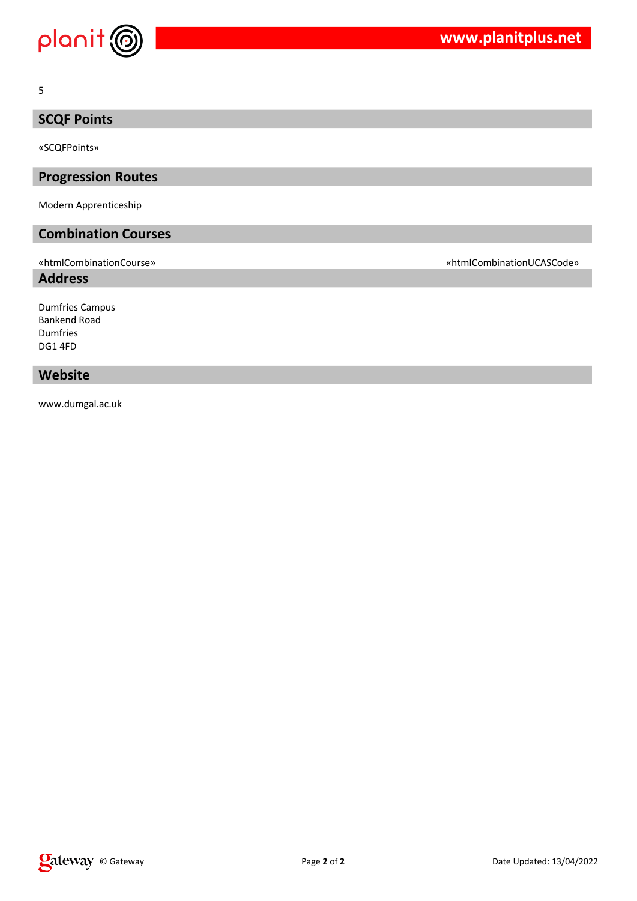5

## SCQF Points

«SCQFPoints»

## Progression Routes

Modern Apprenticeship

## Combination Courses

«htmlCombinationCourse» «htmlCombinationUCASCode»

## Address

Dumfries Campus
Bankend Road
Dumfries
DG1 4FD

## Website

www.dumgal.ac.uk